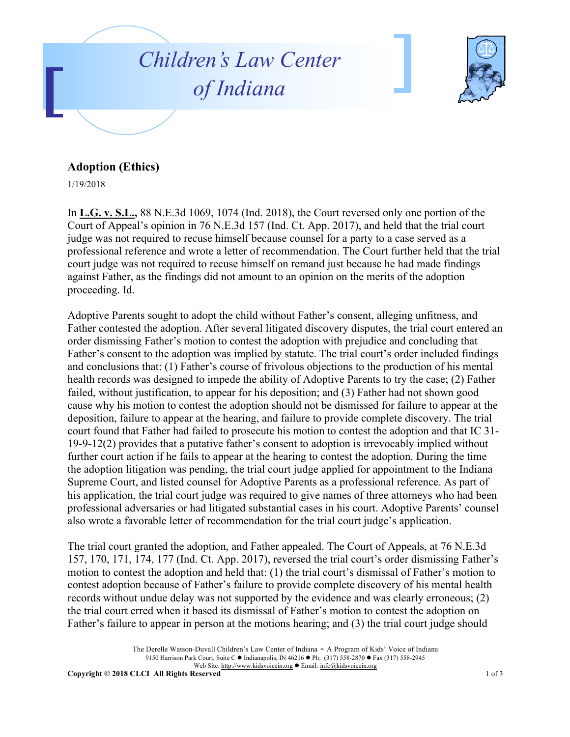# Children's Law Center of Indiana

## Adoption (Ethics)

1/19/2018

In **L.G. v. S.L.,** 88 N.E.3d 1069, 1074 (Ind. 2018), the Court reversed only one portion of the Court of Appeal's opinion in 76 N.E.3d 157 (Ind. Ct. App. 2017), and held that the trial court judge was not required to recuse himself because counsel for a party to a case served as a professional reference and wrote a letter of recommendation. The Court further held that the trial court judge was not required to recuse himself on remand just because he had made findings against Father, as the findings did not amount to an opinion on the merits of the adoption proceeding. Id.

Adoptive Parents sought to adopt the child without Father's consent, alleging unfitness, and Father contested the adoption. After several litigated discovery disputes, the trial court entered an order dismissing Father's motion to contest the adoption with prejudice and concluding that Father's consent to the adoption was implied by statute. The trial court's order included findings and conclusions that: (1) Father's course of frivolous objections to the production of his mental health records was designed to impede the ability of Adoptive Parents to try the case; (2) Father failed, without justification, to appear for his deposition; and (3) Father had not shown good cause why his motion to contest the adoption should not be dismissed for failure to appear at the deposition, failure to appear at the hearing, and failure to provide complete discovery. The trial court found that Father had failed to prosecute his motion to contest the adoption and that IC 31-19-9-12(2) provides that a putative father's consent to adoption is irrevocably implied without further court action if he fails to appear at the hearing to contest the adoption. During the time the adoption litigation was pending, the trial court judge applied for appointment to the Indiana Supreme Court, and listed counsel for Adoptive Parents as a professional reference. As part of his application, the trial court judge was required to give names of three attorneys who had been professional adversaries or had litigated substantial cases in his court. Adoptive Parents' counsel also wrote a favorable letter of recommendation for the trial court judge's application.

The trial court granted the adoption, and Father appealed. The Court of Appeals, at 76 N.E.3d 157, 170, 171, 174, 177 (Ind. Ct. App. 2017), reversed the trial court's order dismissing Father's motion to contest the adoption and held that: (1) the trial court's dismissal of Father's motion to contest adoption because of Father's failure to provide complete discovery of his mental health records without undue delay was not supported by the evidence and was clearly erroneous; (2) the trial court erred when it based its dismissal of Father's motion to contest the adoption on Father's failure to appear in person at the motions hearing; and (3) the trial court judge should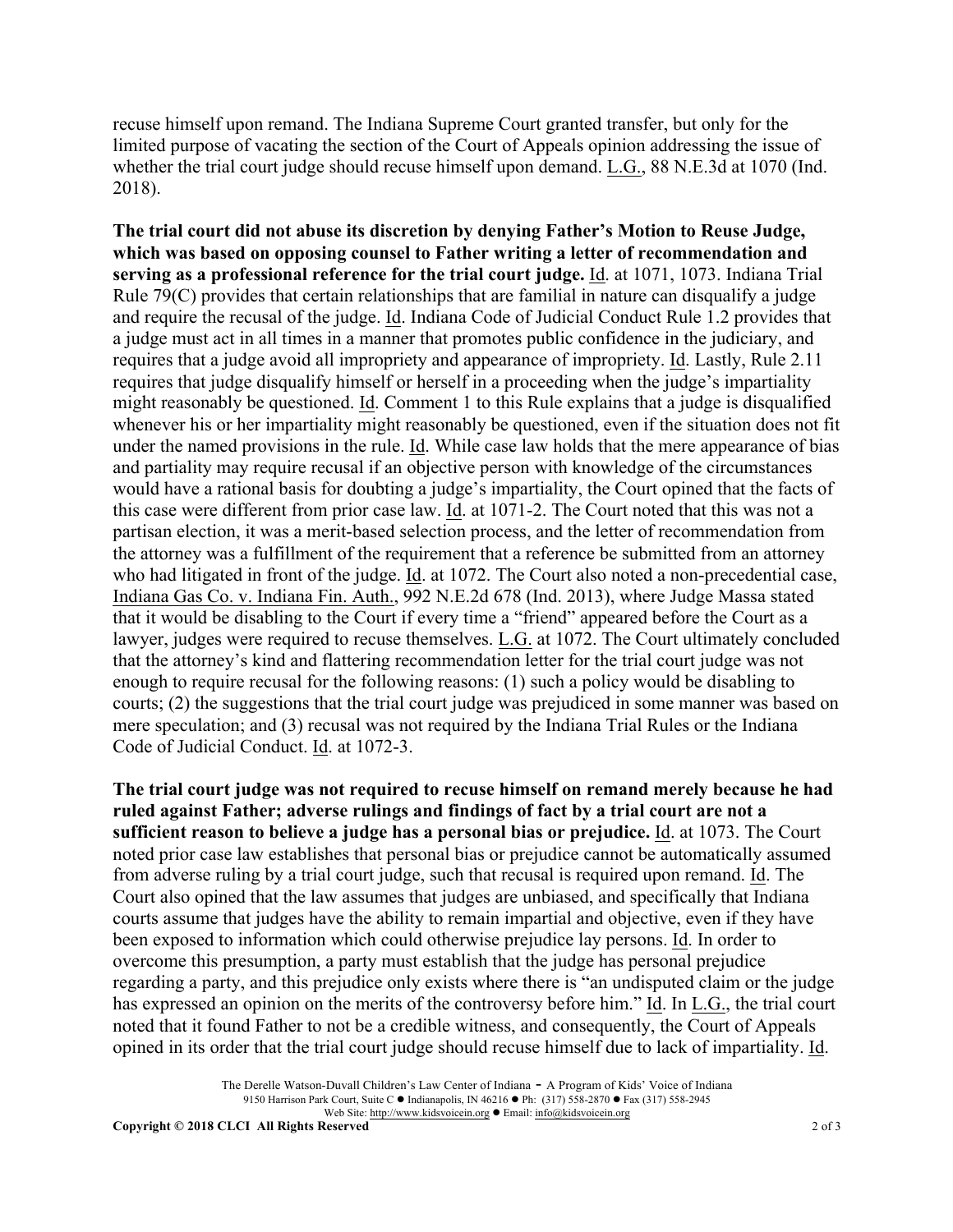recuse himself upon remand. The Indiana Supreme Court granted transfer, but only for the limited purpose of vacating the section of the Court of Appeals opinion addressing the issue of whether the trial court judge should recuse himself upon demand. L.G., 88 N.E.3d at 1070 (Ind. 2018).

**The trial court did not abuse its discretion by denying Father's Motion to Reuse Judge, which was based on opposing counsel to Father writing a letter of recommendation and serving as a professional reference for the trial court judge.** Id. at 1071, 1073. Indiana Trial Rule 79(C) provides that certain relationships that are familial in nature can disqualify a judge and require the recusal of the judge. Id. Indiana Code of Judicial Conduct Rule 1.2 provides that a judge must act in all times in a manner that promotes public confidence in the judiciary, and requires that a judge avoid all impropriety and appearance of impropriety. Id. Lastly, Rule 2.11 requires that judge disqualify himself or herself in a proceeding when the judge's impartiality might reasonably be questioned. Id. Comment 1 to this Rule explains that a judge is disqualified whenever his or her impartiality might reasonably be questioned, even if the situation does not fit under the named provisions in the rule. Id. While case law holds that the mere appearance of bias and partiality may require recusal if an objective person with knowledge of the circumstances would have a rational basis for doubting a judge's impartiality, the Court opined that the facts of this case were different from prior case law. Id. at 1071-2. The Court noted that this was not a partisan election, it was a merit-based selection process, and the letter of recommendation from the attorney was a fulfillment of the requirement that a reference be submitted from an attorney who had litigated in front of the judge. Id. at 1072. The Court also noted a non-precedential case, Indiana Gas Co. v. Indiana Fin. Auth., 992 N.E.2d 678 (Ind. 2013), where Judge Massa stated that it would be disabling to the Court if every time a "friend" appeared before the Court as a lawyer, judges were required to recuse themselves. L.G. at 1072. The Court ultimately concluded that the attorney's kind and flattering recommendation letter for the trial court judge was not enough to require recusal for the following reasons: (1) such a policy would be disabling to courts; (2) the suggestions that the trial court judge was prejudiced in some manner was based on mere speculation; and (3) recusal was not required by the Indiana Trial Rules or the Indiana Code of Judicial Conduct. Id. at 1072-3.

**The trial court judge was not required to recuse himself on remand merely because he had ruled against Father; adverse rulings and findings of fact by a trial court are not a sufficient reason to believe a judge has a personal bias or prejudice.** Id. at 1073. The Court noted prior case law establishes that personal bias or prejudice cannot be automatically assumed from adverse ruling by a trial court judge, such that recusal is required upon remand. Id. The Court also opined that the law assumes that judges are unbiased, and specifically that Indiana courts assume that judges have the ability to remain impartial and objective, even if they have been exposed to information which could otherwise prejudice lay persons. Id. In order to overcome this presumption, a party must establish that the judge has personal prejudice regarding a party, and this prejudice only exists where there is "an undisputed claim or the judge has expressed an opinion on the merits of the controversy before him." Id. In L.G., the trial court noted that it found Father to not be a credible witness, and consequently, the Court of Appeals opined in its order that the trial court judge should recuse himself due to lack of impartiality. Id.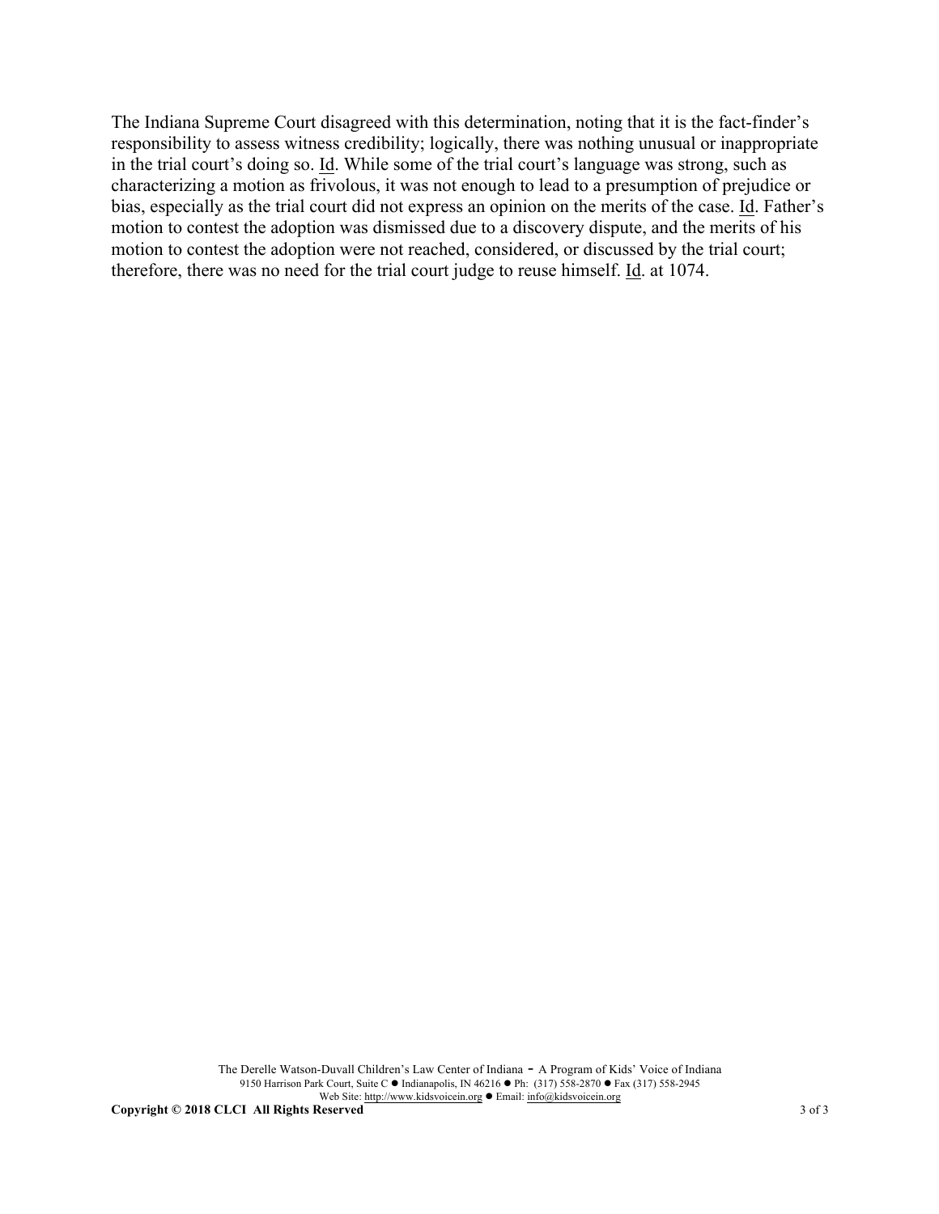The Indiana Supreme Court disagreed with this determination, noting that it is the fact-finder's responsibility to assess witness credibility; logically, there was nothing unusual or inappropriate in the trial court's doing so. Id. While some of the trial court's language was strong, such as characterizing a motion as frivolous, it was not enough to lead to a presumption of prejudice or bias, especially as the trial court did not express an opinion on the merits of the case. Id. Father's motion to contest the adoption was dismissed due to a discovery dispute, and the merits of his motion to contest the adoption were not reached, considered, or discussed by the trial court; therefore, there was no need for the trial court judge to reuse himself. Id. at 1074.